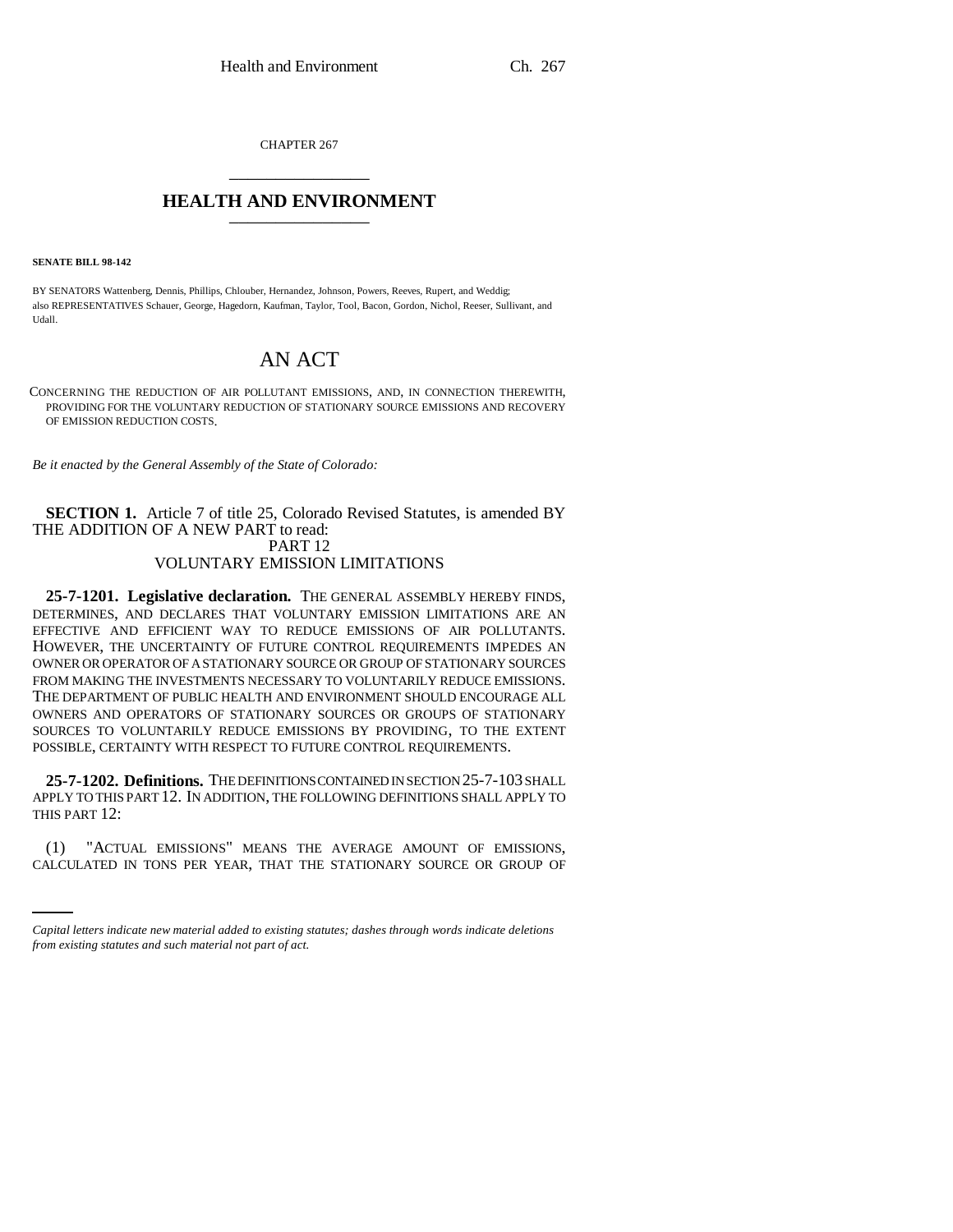CHAPTER 267

# HEALTH AND ENVIRONMENT

**SENATE BILL 98-142**

BY SENATORS Wattenberg, Dennis, Phillips, Chlouber, Hernandez, Johnson, Powers, Reeves, Rupert, and Weddig;
also REPRESENTATIVES Schauer, George, Hagedorn, Kaufman, Taylor, Tool, Bacon, Gordon, Nichol, Reeser, Sullivant, and Udall.

# AN ACT

CONCERNING THE REDUCTION OF AIR POLLUTANT EMISSIONS, AND, IN CONNECTION THEREWITH, PROVIDING FOR THE VOLUNTARY REDUCTION OF STATIONARY SOURCE EMISSIONS AND RECOVERY OF EMISSION REDUCTION COSTS.

*Be it enacted by the General Assembly of the State of Colorado:*

**SECTION 1.** Article 7 of title 25, Colorado Revised Statutes, is amended BY THE ADDITION OF A NEW PART to read:

PART 12
VOLUNTARY EMISSION LIMITATIONS

**25-7-1201. Legislative declaration.** THE GENERAL ASSEMBLY HEREBY FINDS, DETERMINES, AND DECLARES THAT VOLUNTARY EMISSION LIMITATIONS ARE AN EFFECTIVE AND EFFICIENT WAY TO REDUCE EMISSIONS OF AIR POLLUTANTS. HOWEVER, THE UNCERTAINTY OF FUTURE CONTROL REQUIREMENTS IMPEDES AN OWNER OR OPERATOR OF A STATIONARY SOURCE OR GROUP OF STATIONARY SOURCES FROM MAKING THE INVESTMENTS NECESSARY TO VOLUNTARILY REDUCE EMISSIONS. THE DEPARTMENT OF PUBLIC HEALTH AND ENVIRONMENT SHOULD ENCOURAGE ALL OWNERS AND OPERATORS OF STATIONARY SOURCES OR GROUPS OF STATIONARY SOURCES TO VOLUNTARILY REDUCE EMISSIONS BY PROVIDING, TO THE EXTENT POSSIBLE, CERTAINTY WITH RESPECT TO FUTURE CONTROL REQUIREMENTS.

**25-7-1202. Definitions.** THE DEFINITIONS CONTAINED IN SECTION 25-7-103 SHALL APPLY TO THIS PART 12. IN ADDITION, THE FOLLOWING DEFINITIONS SHALL APPLY TO THIS PART 12:

(1) "ACTUAL EMISSIONS" MEANS THE AVERAGE AMOUNT OF EMISSIONS, CALCULATED IN TONS PER YEAR, THAT THE STATIONARY SOURCE OR GROUP OF

*Capital letters indicate new material added to existing statutes; dashes through words indicate deletions from existing statutes and such material not part of act.*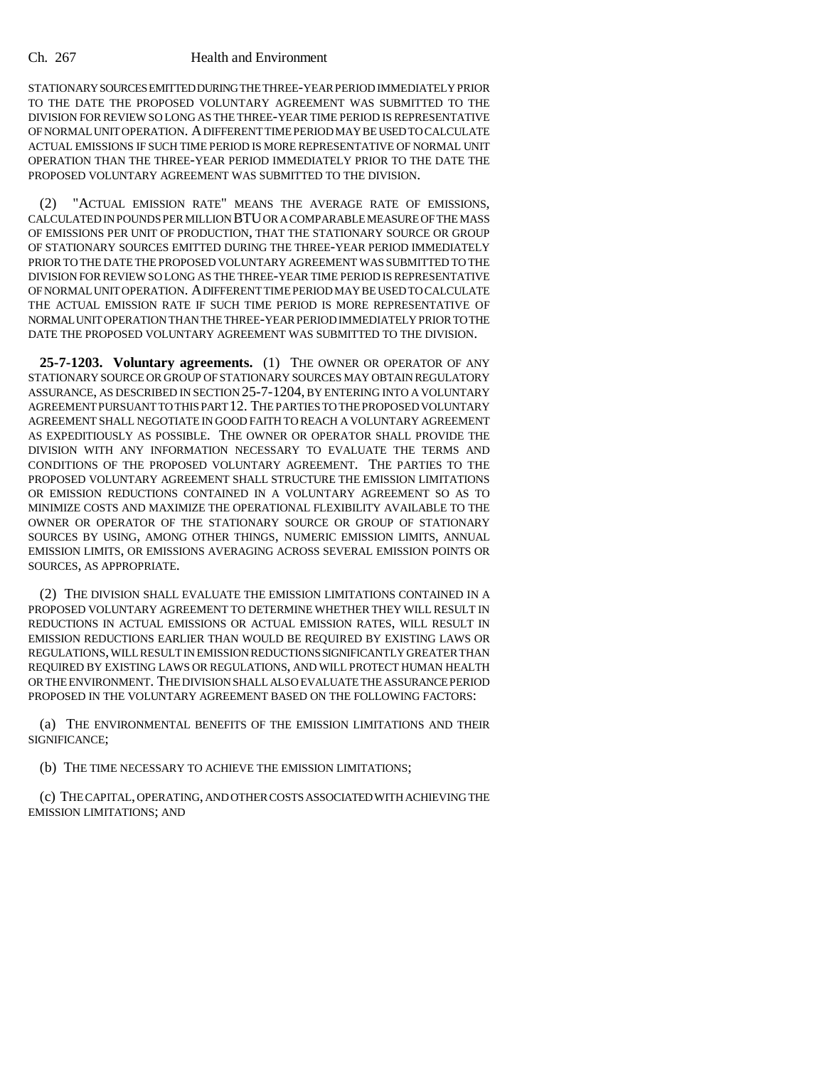STATIONARY SOURCES EMITTED DURING THE THREE-YEAR PERIOD IMMEDIATELY PRIOR TO THE DATE THE PROPOSED VOLUNTARY AGREEMENT WAS SUBMITTED TO THE DIVISION FOR REVIEW SO LONG AS THE THREE-YEAR TIME PERIOD IS REPRESENTATIVE OF NORMAL UNIT OPERATION. A DIFFERENT TIME PERIOD MAY BE USED TO CALCULATE ACTUAL EMISSIONS IF SUCH TIME PERIOD IS MORE REPRESENTATIVE OF NORMAL UNIT OPERATION THAN THE THREE-YEAR PERIOD IMMEDIATELY PRIOR TO THE DATE THE PROPOSED VOLUNTARY AGREEMENT WAS SUBMITTED TO THE DIVISION.

(2) "ACTUAL EMISSION RATE" MEANS THE AVERAGE RATE OF EMISSIONS, CALCULATED IN POUNDS PER MILLION BTU OR A COMPARABLE MEASURE OF THE MASS OF EMISSIONS PER UNIT OF PRODUCTION, THAT THE STATIONARY SOURCE OR GROUP OF STATIONARY SOURCES EMITTED DURING THE THREE-YEAR PERIOD IMMEDIATELY PRIOR TO THE DATE THE PROPOSED VOLUNTARY AGREEMENT WAS SUBMITTED TO THE DIVISION FOR REVIEW SO LONG AS THE THREE-YEAR TIME PERIOD IS REPRESENTATIVE OF NORMAL UNIT OPERATION. A DIFFERENT TIME PERIOD MAY BE USED TO CALCULATE THE ACTUAL EMISSION RATE IF SUCH TIME PERIOD IS MORE REPRESENTATIVE OF NORMAL UNIT OPERATION THAN THE THREE-YEAR PERIOD IMMEDIATELY PRIOR TO THE DATE THE PROPOSED VOLUNTARY AGREEMENT WAS SUBMITTED TO THE DIVISION.

**25-7-1203. Voluntary agreements.** (1) THE OWNER OR OPERATOR OF ANY STATIONARY SOURCE OR GROUP OF STATIONARY SOURCES MAY OBTAIN REGULATORY ASSURANCE, AS DESCRIBED IN SECTION 25-7-1204, BY ENTERING INTO A VOLUNTARY AGREEMENT PURSUANT TO THIS PART 12. THE PARTIES TO THE PROPOSED VOLUNTARY AGREEMENT SHALL NEGOTIATE IN GOOD FAITH TO REACH A VOLUNTARY AGREEMENT AS EXPEDITIOUSLY AS POSSIBLE. THE OWNER OR OPERATOR SHALL PROVIDE THE DIVISION WITH ANY INFORMATION NECESSARY TO EVALUATE THE TERMS AND CONDITIONS OF THE PROPOSED VOLUNTARY AGREEMENT. THE PARTIES TO THE PROPOSED VOLUNTARY AGREEMENT SHALL STRUCTURE THE EMISSION LIMITATIONS OR EMISSION REDUCTIONS CONTAINED IN A VOLUNTARY AGREEMENT SO AS TO MINIMIZE COSTS AND MAXIMIZE THE OPERATIONAL FLEXIBILITY AVAILABLE TO THE OWNER OR OPERATOR OF THE STATIONARY SOURCE OR GROUP OF STATIONARY SOURCES BY USING, AMONG OTHER THINGS, NUMERIC EMISSION LIMITS, ANNUAL EMISSION LIMITS, OR EMISSIONS AVERAGING ACROSS SEVERAL EMISSION POINTS OR SOURCES, AS APPROPRIATE.

(2) THE DIVISION SHALL EVALUATE THE EMISSION LIMITATIONS CONTAINED IN A PROPOSED VOLUNTARY AGREEMENT TO DETERMINE WHETHER THEY WILL RESULT IN REDUCTIONS IN ACTUAL EMISSIONS OR ACTUAL EMISSION RATES, WILL RESULT IN EMISSION REDUCTIONS EARLIER THAN WOULD BE REQUIRED BY EXISTING LAWS OR REGULATIONS, WILL RESULT IN EMISSION REDUCTIONS SIGNIFICANTLY GREATER THAN REQUIRED BY EXISTING LAWS OR REGULATIONS, AND WILL PROTECT HUMAN HEALTH OR THE ENVIRONMENT. THE DIVISION SHALL ALSO EVALUATE THE ASSURANCE PERIOD PROPOSED IN THE VOLUNTARY AGREEMENT BASED ON THE FOLLOWING FACTORS:

(a) THE ENVIRONMENTAL BENEFITS OF THE EMISSION LIMITATIONS AND THEIR SIGNIFICANCE;

(b) THE TIME NECESSARY TO ACHIEVE THE EMISSION LIMITATIONS;

(c) THE CAPITAL, OPERATING, AND OTHER COSTS ASSOCIATED WITH ACHIEVING THE EMISSION LIMITATIONS; AND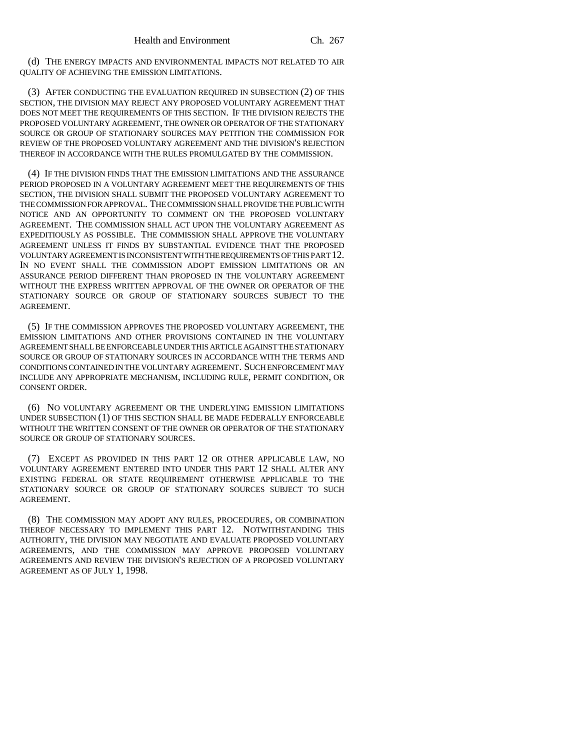(d) THE ENERGY IMPACTS AND ENVIRONMENTAL IMPACTS NOT RELATED TO AIR QUALITY OF ACHIEVING THE EMISSION LIMITATIONS.

(3) AFTER CONDUCTING THE EVALUATION REQUIRED IN SUBSECTION (2) OF THIS SECTION, THE DIVISION MAY REJECT ANY PROPOSED VOLUNTARY AGREEMENT THAT DOES NOT MEET THE REQUIREMENTS OF THIS SECTION. IF THE DIVISION REJECTS THE PROPOSED VOLUNTARY AGREEMENT, THE OWNER OR OPERATOR OF THE STATIONARY SOURCE OR GROUP OF STATIONARY SOURCES MAY PETITION THE COMMISSION FOR REVIEW OF THE PROPOSED VOLUNTARY AGREEMENT AND THE DIVISION'S REJECTION THEREOF IN ACCORDANCE WITH THE RULES PROMULGATED BY THE COMMISSION.

(4) IF THE DIVISION FINDS THAT THE EMISSION LIMITATIONS AND THE ASSURANCE PERIOD PROPOSED IN A VOLUNTARY AGREEMENT MEET THE REQUIREMENTS OF THIS SECTION, THE DIVISION SHALL SUBMIT THE PROPOSED VOLUNTARY AGREEMENT TO THE COMMISSION FOR APPROVAL. THE COMMISSION SHALL PROVIDE THE PUBLIC WITH NOTICE AND AN OPPORTUNITY TO COMMENT ON THE PROPOSED VOLUNTARY AGREEMENT. THE COMMISSION SHALL ACT UPON THE VOLUNTARY AGREEMENT AS EXPEDITIOUSLY AS POSSIBLE. THE COMMISSION SHALL APPROVE THE VOLUNTARY AGREEMENT UNLESS IT FINDS BY SUBSTANTIAL EVIDENCE THAT THE PROPOSED VOLUNTARY AGREEMENT IS INCONSISTENT WITH THE REQUIREMENTS OF THIS PART 12. IN NO EVENT SHALL THE COMMISSION ADOPT EMISSION LIMITATIONS OR AN ASSURANCE PERIOD DIFFERENT THAN PROPOSED IN THE VOLUNTARY AGREEMENT WITHOUT THE EXPRESS WRITTEN APPROVAL OF THE OWNER OR OPERATOR OF THE STATIONARY SOURCE OR GROUP OF STATIONARY SOURCES SUBJECT TO THE AGREEMENT.

(5) IF THE COMMISSION APPROVES THE PROPOSED VOLUNTARY AGREEMENT, THE EMISSION LIMITATIONS AND OTHER PROVISIONS CONTAINED IN THE VOLUNTARY AGREEMENT SHALL BE ENFORCEABLE UNDER THIS ARTICLE AGAINST THE STATIONARY SOURCE OR GROUP OF STATIONARY SOURCES IN ACCORDANCE WITH THE TERMS AND CONDITIONS CONTAINED IN THE VOLUNTARY AGREEMENT. SUCH ENFORCEMENT MAY INCLUDE ANY APPROPRIATE MECHANISM, INCLUDING RULE, PERMIT CONDITION, OR CONSENT ORDER.

(6) NO VOLUNTARY AGREEMENT OR THE UNDERLYING EMISSION LIMITATIONS UNDER SUBSECTION (1) OF THIS SECTION SHALL BE MADE FEDERALLY ENFORCEABLE WITHOUT THE WRITTEN CONSENT OF THE OWNER OR OPERATOR OF THE STATIONARY SOURCE OR GROUP OF STATIONARY SOURCES.

(7) EXCEPT AS PROVIDED IN THIS PART 12 OR OTHER APPLICABLE LAW, NO VOLUNTARY AGREEMENT ENTERED INTO UNDER THIS PART 12 SHALL ALTER ANY EXISTING FEDERAL OR STATE REQUIREMENT OTHERWISE APPLICABLE TO THE STATIONARY SOURCE OR GROUP OF STATIONARY SOURCES SUBJECT TO SUCH AGREEMENT.

(8) THE COMMISSION MAY ADOPT ANY RULES, PROCEDURES, OR COMBINATION THEREOF NECESSARY TO IMPLEMENT THIS PART 12. NOTWITHSTANDING THIS AUTHORITY, THE DIVISION MAY NEGOTIATE AND EVALUATE PROPOSED VOLUNTARY AGREEMENTS, AND THE COMMISSION MAY APPROVE PROPOSED VOLUNTARY AGREEMENTS AND REVIEW THE DIVISION'S REJECTION OF A PROPOSED VOLUNTARY AGREEMENT AS OF JULY 1, 1998.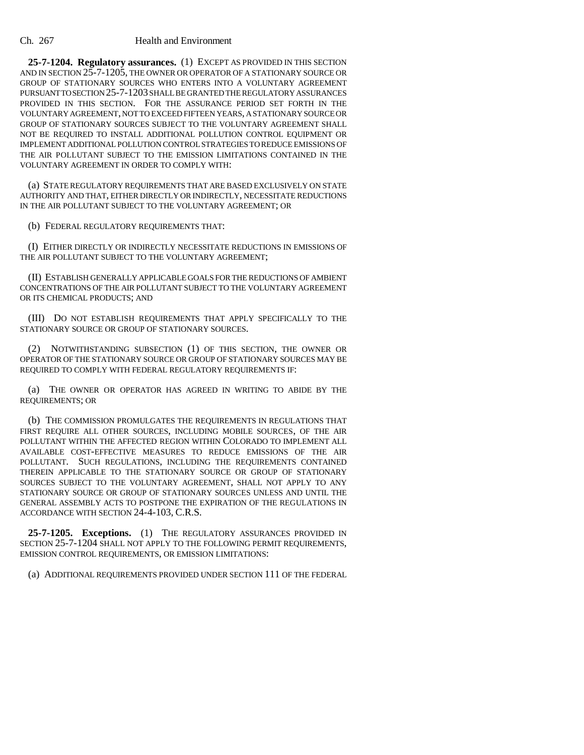**25-7-1204. Regulatory assurances.** (1) EXCEPT AS PROVIDED IN THIS SECTION AND IN SECTION 25-7-1205, THE OWNER OR OPERATOR OF A STATIONARY SOURCE OR GROUP OF STATIONARY SOURCES WHO ENTERS INTO A VOLUNTARY AGREEMENT PURSUANT TO SECTION 25-7-1203 SHALL BE GRANTED THE REGULATORY ASSURANCES PROVIDED IN THIS SECTION. FOR THE ASSURANCE PERIOD SET FORTH IN THE VOLUNTARY AGREEMENT, NOT TO EXCEED FIFTEEN YEARS, A STATIONARY SOURCE OR GROUP OF STATIONARY SOURCES SUBJECT TO THE VOLUNTARY AGREEMENT SHALL NOT BE REQUIRED TO INSTALL ADDITIONAL POLLUTION CONTROL EQUIPMENT OR IMPLEMENT ADDITIONAL POLLUTION CONTROL STRATEGIES TO REDUCE EMISSIONS OF THE AIR POLLUTANT SUBJECT TO THE EMISSION LIMITATIONS CONTAINED IN THE VOLUNTARY AGREEMENT IN ORDER TO COMPLY WITH:

(a) STATE REGULATORY REQUIREMENTS THAT ARE BASED EXCLUSIVELY ON STATE AUTHORITY AND THAT, EITHER DIRECTLY OR INDIRECTLY, NECESSITATE REDUCTIONS IN THE AIR POLLUTANT SUBJECT TO THE VOLUNTARY AGREEMENT; OR

(b) FEDERAL REGULATORY REQUIREMENTS THAT:

(I) EITHER DIRECTLY OR INDIRECTLY NECESSITATE REDUCTIONS IN EMISSIONS OF THE AIR POLLUTANT SUBJECT TO THE VOLUNTARY AGREEMENT;

(II) ESTABLISH GENERALLY APPLICABLE GOALS FOR THE REDUCTIONS OF AMBIENT CONCENTRATIONS OF THE AIR POLLUTANT SUBJECT TO THE VOLUNTARY AGREEMENT OR ITS CHEMICAL PRODUCTS; AND

(III) DO NOT ESTABLISH REQUIREMENTS THAT APPLY SPECIFICALLY TO THE STATIONARY SOURCE OR GROUP OF STATIONARY SOURCES.

(2) NOTWITHSTANDING SUBSECTION (1) OF THIS SECTION, THE OWNER OR OPERATOR OF THE STATIONARY SOURCE OR GROUP OF STATIONARY SOURCES MAY BE REQUIRED TO COMPLY WITH FEDERAL REGULATORY REQUIREMENTS IF:

(a) THE OWNER OR OPERATOR HAS AGREED IN WRITING TO ABIDE BY THE REQUIREMENTS; OR

(b) THE COMMISSION PROMULGATES THE REQUIREMENTS IN REGULATIONS THAT FIRST REQUIRE ALL OTHER SOURCES, INCLUDING MOBILE SOURCES, OF THE AIR POLLUTANT WITHIN THE AFFECTED REGION WITHIN COLORADO TO IMPLEMENT ALL AVAILABLE COST-EFFECTIVE MEASURES TO REDUCE EMISSIONS OF THE AIR POLLUTANT. SUCH REGULATIONS, INCLUDING THE REQUIREMENTS CONTAINED THEREIN APPLICABLE TO THE STATIONARY SOURCE OR GROUP OF STATIONARY SOURCES SUBJECT TO THE VOLUNTARY AGREEMENT, SHALL NOT APPLY TO ANY STATIONARY SOURCE OR GROUP OF STATIONARY SOURCES UNLESS AND UNTIL THE GENERAL ASSEMBLY ACTS TO POSTPONE THE EXPIRATION OF THE REGULATIONS IN ACCORDANCE WITH SECTION 24-4-103, C.R.S.

**25-7-1205. Exceptions.** (1) THE REGULATORY ASSURANCES PROVIDED IN SECTION 25-7-1204 SHALL NOT APPLY TO THE FOLLOWING PERMIT REQUIREMENTS, EMISSION CONTROL REQUIREMENTS, OR EMISSION LIMITATIONS:

(a) ADDITIONAL REQUIREMENTS PROVIDED UNDER SECTION 111 OF THE FEDERAL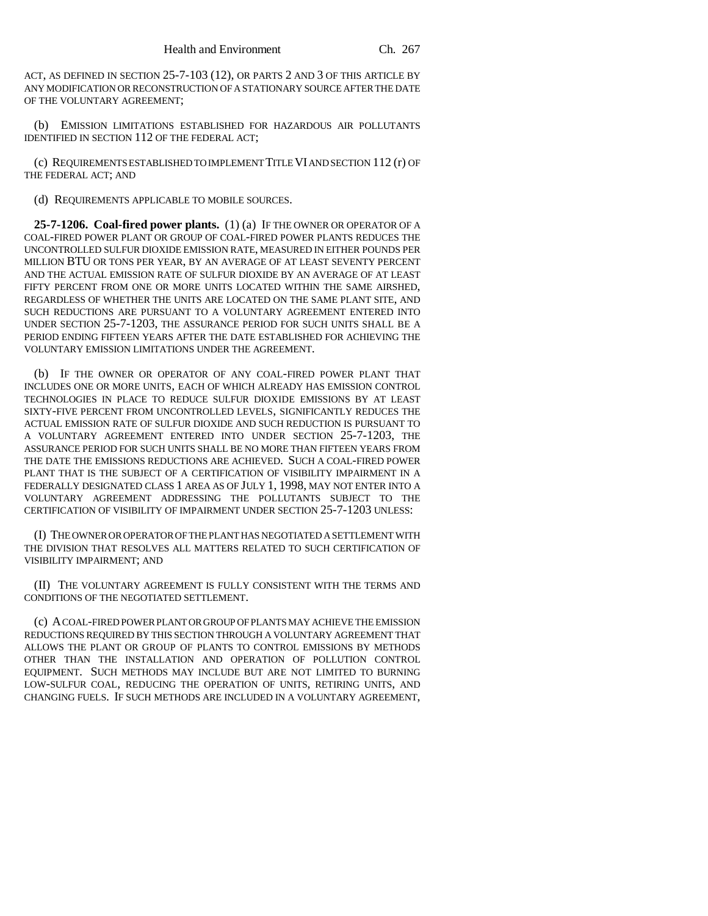ACT, AS DEFINED IN SECTION 25-7-103 (12), OR PARTS 2 AND 3 OF THIS ARTICLE BY ANY MODIFICATION OR RECONSTRUCTION OF A STATIONARY SOURCE AFTER THE DATE OF THE VOLUNTARY AGREEMENT;

(b) EMISSION LIMITATIONS ESTABLISHED FOR HAZARDOUS AIR POLLUTANTS IDENTIFIED IN SECTION 112 OF THE FEDERAL ACT;

(c) REQUIREMENTS ESTABLISHED TO IMPLEMENT TITLE VI AND SECTION 112 (r) OF THE FEDERAL ACT; AND

(d) REQUIREMENTS APPLICABLE TO MOBILE SOURCES.

**25-7-1206. Coal-fired power plants.** (1) (a) IF THE OWNER OR OPERATOR OF A COAL-FIRED POWER PLANT OR GROUP OF COAL-FIRED POWER PLANTS REDUCES THE UNCONTROLLED SULFUR DIOXIDE EMISSION RATE, MEASURED IN EITHER POUNDS PER MILLION BTU OR TONS PER YEAR, BY AN AVERAGE OF AT LEAST SEVENTY PERCENT AND THE ACTUAL EMISSION RATE OF SULFUR DIOXIDE BY AN AVERAGE OF AT LEAST FIFTY PERCENT FROM ONE OR MORE UNITS LOCATED WITHIN THE SAME AIRSHED, REGARDLESS OF WHETHER THE UNITS ARE LOCATED ON THE SAME PLANT SITE, AND SUCH REDUCTIONS ARE PURSUANT TO A VOLUNTARY AGREEMENT ENTERED INTO UNDER SECTION 25-7-1203, THE ASSURANCE PERIOD FOR SUCH UNITS SHALL BE A PERIOD ENDING FIFTEEN YEARS AFTER THE DATE ESTABLISHED FOR ACHIEVING THE VOLUNTARY EMISSION LIMITATIONS UNDER THE AGREEMENT.

(b) IF THE OWNER OR OPERATOR OF ANY COAL-FIRED POWER PLANT THAT INCLUDES ONE OR MORE UNITS, EACH OF WHICH ALREADY HAS EMISSION CONTROL TECHNOLOGIES IN PLACE TO REDUCE SULFUR DIOXIDE EMISSIONS BY AT LEAST SIXTY-FIVE PERCENT FROM UNCONTROLLED LEVELS, SIGNIFICANTLY REDUCES THE ACTUAL EMISSION RATE OF SULFUR DIOXIDE AND SUCH REDUCTION IS PURSUANT TO A VOLUNTARY AGREEMENT ENTERED INTO UNDER SECTION 25-7-1203, THE ASSURANCE PERIOD FOR SUCH UNITS SHALL BE NO MORE THAN FIFTEEN YEARS FROM THE DATE THE EMISSIONS REDUCTIONS ARE ACHIEVED. SUCH A COAL-FIRED POWER PLANT THAT IS THE SUBJECT OF A CERTIFICATION OF VISIBILITY IMPAIRMENT IN A FEDERALLY DESIGNATED CLASS 1 AREA AS OF JULY 1, 1998, MAY NOT ENTER INTO A VOLUNTARY AGREEMENT ADDRESSING THE POLLUTANTS SUBJECT TO THE CERTIFICATION OF VISIBILITY OF IMPAIRMENT UNDER SECTION 25-7-1203 UNLESS:

(I) THE OWNER OR OPERATOR OF THE PLANT HAS NEGOTIATED A SETTLEMENT WITH THE DIVISION THAT RESOLVES ALL MATTERS RELATED TO SUCH CERTIFICATION OF VISIBILITY IMPAIRMENT; AND

(II) THE VOLUNTARY AGREEMENT IS FULLY CONSISTENT WITH THE TERMS AND CONDITIONS OF THE NEGOTIATED SETTLEMENT.

(c) A COAL-FIRED POWER PLANT OR GROUP OF PLANTS MAY ACHIEVE THE EMISSION REDUCTIONS REQUIRED BY THIS SECTION THROUGH A VOLUNTARY AGREEMENT THAT ALLOWS THE PLANT OR GROUP OF PLANTS TO CONTROL EMISSIONS BY METHODS OTHER THAN THE INSTALLATION AND OPERATION OF POLLUTION CONTROL EQUIPMENT. SUCH METHODS MAY INCLUDE BUT ARE NOT LIMITED TO BURNING LOW-SULFUR COAL, REDUCING THE OPERATION OF UNITS, RETIRING UNITS, AND CHANGING FUELS. IF SUCH METHODS ARE INCLUDED IN A VOLUNTARY AGREEMENT,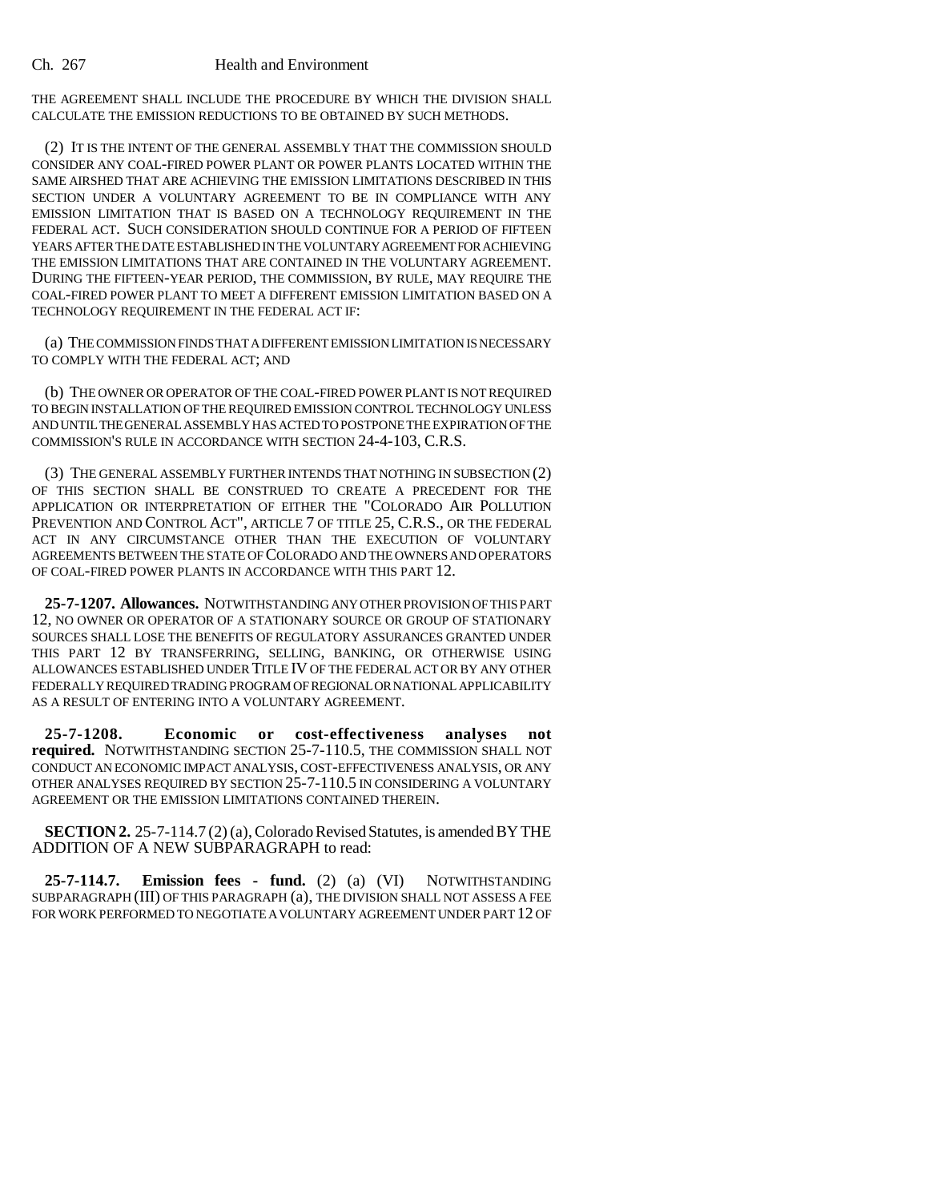THE AGREEMENT SHALL INCLUDE THE PROCEDURE BY WHICH THE DIVISION SHALL CALCULATE THE EMISSION REDUCTIONS TO BE OBTAINED BY SUCH METHODS.

(2) IT IS THE INTENT OF THE GENERAL ASSEMBLY THAT THE COMMISSION SHOULD CONSIDER ANY COAL-FIRED POWER PLANT OR POWER PLANTS LOCATED WITHIN THE SAME AIRSHED THAT ARE ACHIEVING THE EMISSION LIMITATIONS DESCRIBED IN THIS SECTION UNDER A VOLUNTARY AGREEMENT TO BE IN COMPLIANCE WITH ANY EMISSION LIMITATION THAT IS BASED ON A TECHNOLOGY REQUIREMENT IN THE FEDERAL ACT. SUCH CONSIDERATION SHOULD CONTINUE FOR A PERIOD OF FIFTEEN YEARS AFTER THE DATE ESTABLISHED IN THE VOLUNTARY AGREEMENT FOR ACHIEVING THE EMISSION LIMITATIONS THAT ARE CONTAINED IN THE VOLUNTARY AGREEMENT. DURING THE FIFTEEN-YEAR PERIOD, THE COMMISSION, BY RULE, MAY REQUIRE THE COAL-FIRED POWER PLANT TO MEET A DIFFERENT EMISSION LIMITATION BASED ON A TECHNOLOGY REQUIREMENT IN THE FEDERAL ACT IF:

(a) THE COMMISSION FINDS THAT A DIFFERENT EMISSION LIMITATION IS NECESSARY TO COMPLY WITH THE FEDERAL ACT; AND

(b) THE OWNER OR OPERATOR OF THE COAL-FIRED POWER PLANT IS NOT REQUIRED TO BEGIN INSTALLATION OF THE REQUIRED EMISSION CONTROL TECHNOLOGY UNLESS AND UNTIL THE GENERAL ASSEMBLY HAS ACTED TO POSTPONE THE EXPIRATION OF THE COMMISSION'S RULE IN ACCORDANCE WITH SECTION 24-4-103, C.R.S.

(3) THE GENERAL ASSEMBLY FURTHER INTENDS THAT NOTHING IN SUBSECTION (2) OF THIS SECTION SHALL BE CONSTRUED TO CREATE A PRECEDENT FOR THE APPLICATION OR INTERPRETATION OF EITHER THE "COLORADO AIR POLLUTION PREVENTION AND CONTROL ACT", ARTICLE 7 OF TITLE 25, C.R.S., OR THE FEDERAL ACT IN ANY CIRCUMSTANCE OTHER THAN THE EXECUTION OF VOLUNTARY AGREEMENTS BETWEEN THE STATE OF COLORADO AND THE OWNERS AND OPERATORS OF COAL-FIRED POWER PLANTS IN ACCORDANCE WITH THIS PART 12.

**25-7-1207. Allowances.** NOTWITHSTANDING ANY OTHER PROVISION OF THIS PART 12, NO OWNER OR OPERATOR OF A STATIONARY SOURCE OR GROUP OF STATIONARY SOURCES SHALL LOSE THE BENEFITS OF REGULATORY ASSURANCES GRANTED UNDER THIS PART 12 BY TRANSFERRING, SELLING, BANKING, OR OTHERWISE USING ALLOWANCES ESTABLISHED UNDER TITLE IV OF THE FEDERAL ACT OR BY ANY OTHER FEDERALLY REQUIRED TRADING PROGRAM OF REGIONAL OR NATIONAL APPLICABILITY AS A RESULT OF ENTERING INTO A VOLUNTARY AGREEMENT.

**25-7-1208. Economic or cost-effectiveness analyses not required.** NOTWITHSTANDING SECTION 25-7-110.5, THE COMMISSION SHALL NOT CONDUCT AN ECONOMIC IMPACT ANALYSIS, COST-EFFECTIVENESS ANALYSIS, OR ANY OTHER ANALYSES REQUIRED BY SECTION 25-7-110.5 IN CONSIDERING A VOLUNTARY AGREEMENT OR THE EMISSION LIMITATIONS CONTAINED THEREIN.

**SECTION 2.** 25-7-114.7 (2) (a), Colorado Revised Statutes, is amended BY THE ADDITION OF A NEW SUBPARAGRAPH to read:

**25-7-114.7. Emission fees - fund.** (2) (a) (VI) NOTWITHSTANDING SUBPARAGRAPH (III) OF THIS PARAGRAPH (a), THE DIVISION SHALL NOT ASSESS A FEE FOR WORK PERFORMED TO NEGOTIATE A VOLUNTARY AGREEMENT UNDER PART 12 OF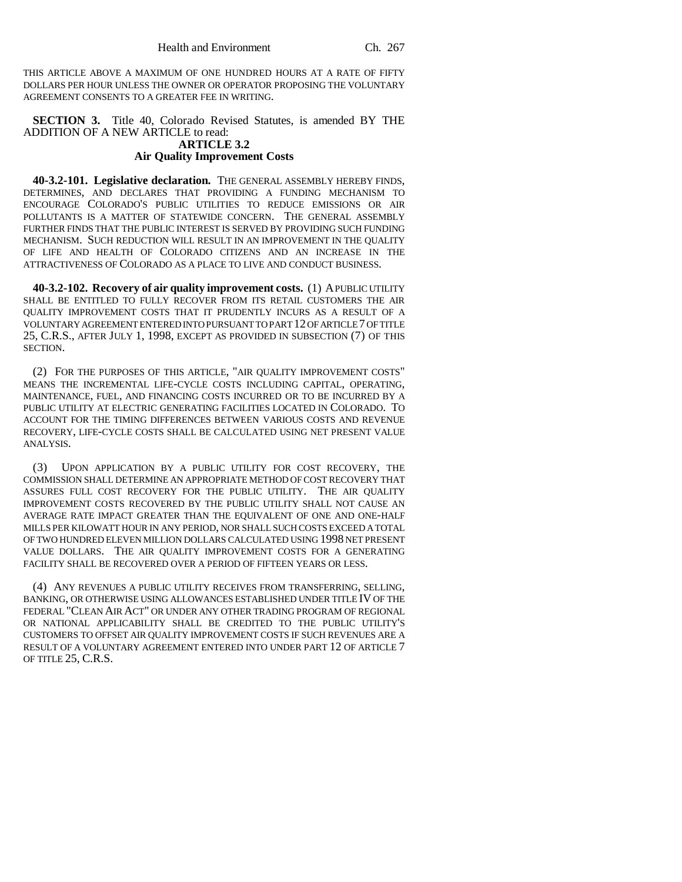THIS ARTICLE ABOVE A MAXIMUM OF ONE HUNDRED HOURS AT A RATE OF FIFTY DOLLARS PER HOUR UNLESS THE OWNER OR OPERATOR PROPOSING THE VOLUNTARY AGREEMENT CONSENTS TO A GREATER FEE IN WRITING.

**SECTION 3.** Title 40, Colorado Revised Statutes, is amended BY THE ADDITION OF A NEW ARTICLE to read:

**ARTICLE 3.2**
**Air Quality Improvement Costs**

**40-3.2-101. Legislative declaration.** THE GENERAL ASSEMBLY HEREBY FINDS, DETERMINES, AND DECLARES THAT PROVIDING A FUNDING MECHANISM TO ENCOURAGE COLORADO'S PUBLIC UTILITIES TO REDUCE EMISSIONS OR AIR POLLUTANTS IS A MATTER OF STATEWIDE CONCERN. THE GENERAL ASSEMBLY FURTHER FINDS THAT THE PUBLIC INTEREST IS SERVED BY PROVIDING SUCH FUNDING MECHANISM. SUCH REDUCTION WILL RESULT IN AN IMPROVEMENT IN THE QUALITY OF LIFE AND HEALTH OF COLORADO CITIZENS AND AN INCREASE IN THE ATTRACTIVENESS OF COLORADO AS A PLACE TO LIVE AND CONDUCT BUSINESS.

**40-3.2-102. Recovery of air quality improvement costs.** (1) A PUBLIC UTILITY SHALL BE ENTITLED TO FULLY RECOVER FROM ITS RETAIL CUSTOMERS THE AIR QUALITY IMPROVEMENT COSTS THAT IT PRUDENTLY INCURS AS A RESULT OF A VOLUNTARY AGREEMENT ENTERED INTO PURSUANT TO PART 12 OF ARTICLE 7 OF TITLE 25, C.R.S., AFTER JULY 1, 1998, EXCEPT AS PROVIDED IN SUBSECTION (7) OF THIS SECTION.

(2) FOR THE PURPOSES OF THIS ARTICLE, "AIR QUALITY IMPROVEMENT COSTS" MEANS THE INCREMENTAL LIFE-CYCLE COSTS INCLUDING CAPITAL, OPERATING, MAINTENANCE, FUEL, AND FINANCING COSTS INCURRED OR TO BE INCURRED BY A PUBLIC UTILITY AT ELECTRIC GENERATING FACILITIES LOCATED IN COLORADO. TO ACCOUNT FOR THE TIMING DIFFERENCES BETWEEN VARIOUS COSTS AND REVENUE RECOVERY, LIFE-CYCLE COSTS SHALL BE CALCULATED USING NET PRESENT VALUE ANALYSIS.

(3) UPON APPLICATION BY A PUBLIC UTILITY FOR COST RECOVERY, THE COMMISSION SHALL DETERMINE AN APPROPRIATE METHOD OF COST RECOVERY THAT ASSURES FULL COST RECOVERY FOR THE PUBLIC UTILITY. THE AIR QUALITY IMPROVEMENT COSTS RECOVERED BY THE PUBLIC UTILITY SHALL NOT CAUSE AN AVERAGE RATE IMPACT GREATER THAN THE EQUIVALENT OF ONE AND ONE-HALF MILLS PER KILOWATT HOUR IN ANY PERIOD, NOR SHALL SUCH COSTS EXCEED A TOTAL OF TWO HUNDRED ELEVEN MILLION DOLLARS CALCULATED USING 1998 NET PRESENT VALUE DOLLARS. THE AIR QUALITY IMPROVEMENT COSTS FOR A GENERATING FACILITY SHALL BE RECOVERED OVER A PERIOD OF FIFTEEN YEARS OR LESS.

(4) ANY REVENUES A PUBLIC UTILITY RECEIVES FROM TRANSFERRING, SELLING, BANKING, OR OTHERWISE USING ALLOWANCES ESTABLISHED UNDER TITLE IV OF THE FEDERAL "CLEAN AIR ACT" OR UNDER ANY OTHER TRADING PROGRAM OF REGIONAL OR NATIONAL APPLICABILITY SHALL BE CREDITED TO THE PUBLIC UTILITY'S CUSTOMERS TO OFFSET AIR QUALITY IMPROVEMENT COSTS IF SUCH REVENUES ARE A RESULT OF A VOLUNTARY AGREEMENT ENTERED INTO UNDER PART 12 OF ARTICLE 7 OF TITLE 25, C.R.S.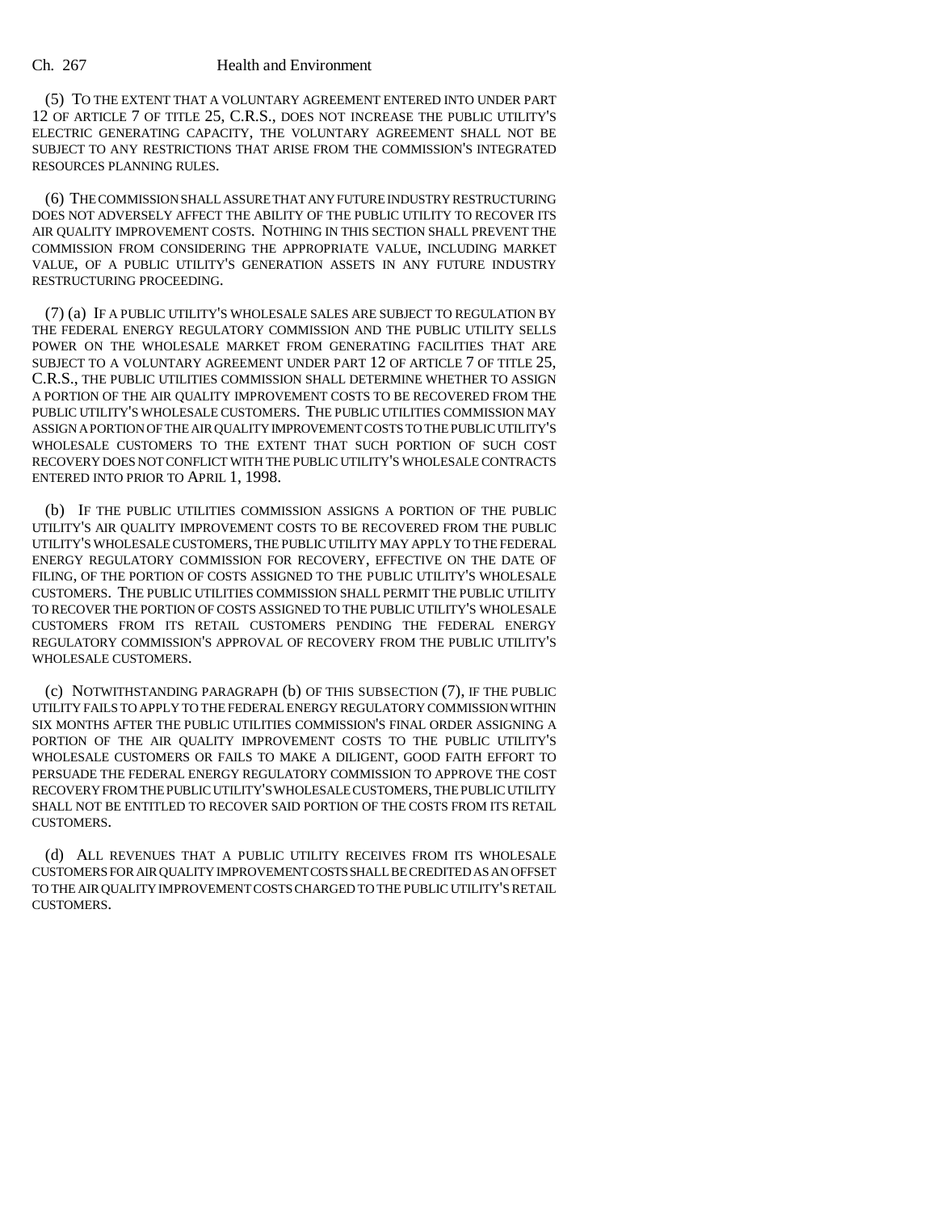(5) TO THE EXTENT THAT A VOLUNTARY AGREEMENT ENTERED INTO UNDER PART 12 OF ARTICLE 7 OF TITLE 25, C.R.S., DOES NOT INCREASE THE PUBLIC UTILITY'S ELECTRIC GENERATING CAPACITY, THE VOLUNTARY AGREEMENT SHALL NOT BE SUBJECT TO ANY RESTRICTIONS THAT ARISE FROM THE COMMISSION'S INTEGRATED RESOURCES PLANNING RULES.

(6) THE COMMISSION SHALL ASSURE THAT ANY FUTURE INDUSTRY RESTRUCTURING DOES NOT ADVERSELY AFFECT THE ABILITY OF THE PUBLIC UTILITY TO RECOVER ITS AIR QUALITY IMPROVEMENT COSTS. NOTHING IN THIS SECTION SHALL PREVENT THE COMMISSION FROM CONSIDERING THE APPROPRIATE VALUE, INCLUDING MARKET VALUE, OF A PUBLIC UTILITY'S GENERATION ASSETS IN ANY FUTURE INDUSTRY RESTRUCTURING PROCEEDING.

(7) (a) IF A PUBLIC UTILITY'S WHOLESALE SALES ARE SUBJECT TO REGULATION BY THE FEDERAL ENERGY REGULATORY COMMISSION AND THE PUBLIC UTILITY SELLS POWER ON THE WHOLESALE MARKET FROM GENERATING FACILITIES THAT ARE SUBJECT TO A VOLUNTARY AGREEMENT UNDER PART 12 OF ARTICLE 7 OF TITLE 25, C.R.S., THE PUBLIC UTILITIES COMMISSION SHALL DETERMINE WHETHER TO ASSIGN A PORTION OF THE AIR QUALITY IMPROVEMENT COSTS TO BE RECOVERED FROM THE PUBLIC UTILITY'S WHOLESALE CUSTOMERS. THE PUBLIC UTILITIES COMMISSION MAY ASSIGN A PORTION OF THE AIR QUALITY IMPROVEMENT COSTS TO THE PUBLIC UTILITY'S WHOLESALE CUSTOMERS TO THE EXTENT THAT SUCH PORTION OF SUCH COST RECOVERY DOES NOT CONFLICT WITH THE PUBLIC UTILITY'S WHOLESALE CONTRACTS ENTERED INTO PRIOR TO APRIL 1, 1998.

(b) IF THE PUBLIC UTILITIES COMMISSION ASSIGNS A PORTION OF THE PUBLIC UTILITY'S AIR QUALITY IMPROVEMENT COSTS TO BE RECOVERED FROM THE PUBLIC UTILITY'S WHOLESALE CUSTOMERS, THE PUBLIC UTILITY MAY APPLY TO THE FEDERAL ENERGY REGULATORY COMMISSION FOR RECOVERY, EFFECTIVE ON THE DATE OF FILING, OF THE PORTION OF COSTS ASSIGNED TO THE PUBLIC UTILITY'S WHOLESALE CUSTOMERS. THE PUBLIC UTILITIES COMMISSION SHALL PERMIT THE PUBLIC UTILITY TO RECOVER THE PORTION OF COSTS ASSIGNED TO THE PUBLIC UTILITY'S WHOLESALE CUSTOMERS FROM ITS RETAIL CUSTOMERS PENDING THE FEDERAL ENERGY REGULATORY COMMISSION'S APPROVAL OF RECOVERY FROM THE PUBLIC UTILITY'S WHOLESALE CUSTOMERS.

(c) NOTWITHSTANDING PARAGRAPH (b) OF THIS SUBSECTION (7), IF THE PUBLIC UTILITY FAILS TO APPLY TO THE FEDERAL ENERGY REGULATORY COMMISSION WITHIN SIX MONTHS AFTER THE PUBLIC UTILITIES COMMISSION'S FINAL ORDER ASSIGNING A PORTION OF THE AIR QUALITY IMPROVEMENT COSTS TO THE PUBLIC UTILITY'S WHOLESALE CUSTOMERS OR FAILS TO MAKE A DILIGENT, GOOD FAITH EFFORT TO PERSUADE THE FEDERAL ENERGY REGULATORY COMMISSION TO APPROVE THE COST RECOVERY FROM THE PUBLIC UTILITY'S WHOLESALE CUSTOMERS, THE PUBLIC UTILITY SHALL NOT BE ENTITLED TO RECOVER SAID PORTION OF THE COSTS FROM ITS RETAIL CUSTOMERS.

(d) ALL REVENUES THAT A PUBLIC UTILITY RECEIVES FROM ITS WHOLESALE CUSTOMERS FOR AIR QUALITY IMPROVEMENT COSTS SHALL BE CREDITED AS AN OFFSET TO THE AIR QUALITY IMPROVEMENT COSTS CHARGED TO THE PUBLIC UTILITY'S RETAIL CUSTOMERS.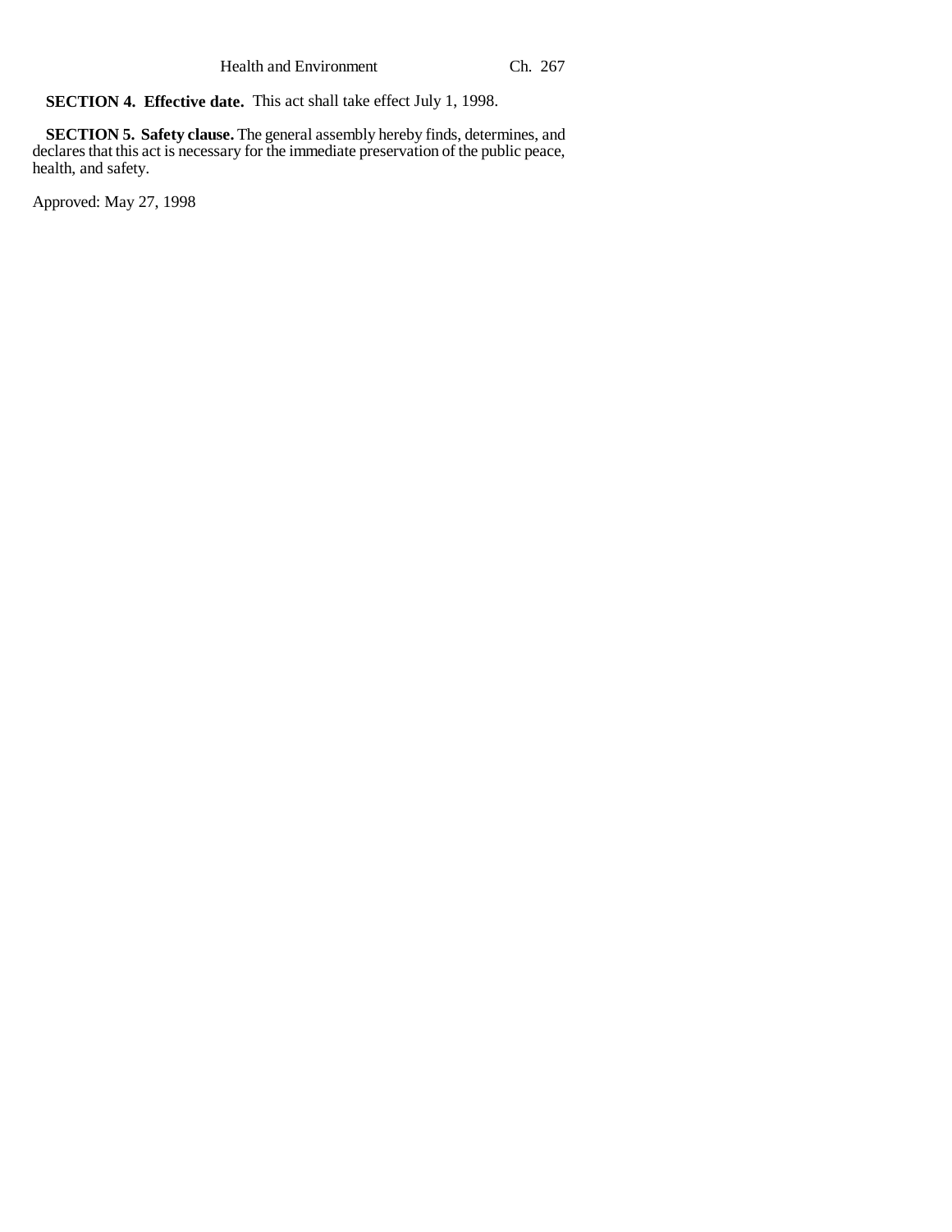**SECTION 4. Effective date.** This act shall take effect July 1, 1998.

**SECTION 5. Safety clause.** The general assembly hereby finds, determines, and declares that this act is necessary for the immediate preservation of the public peace, health, and safety.

Approved: May 27, 1998